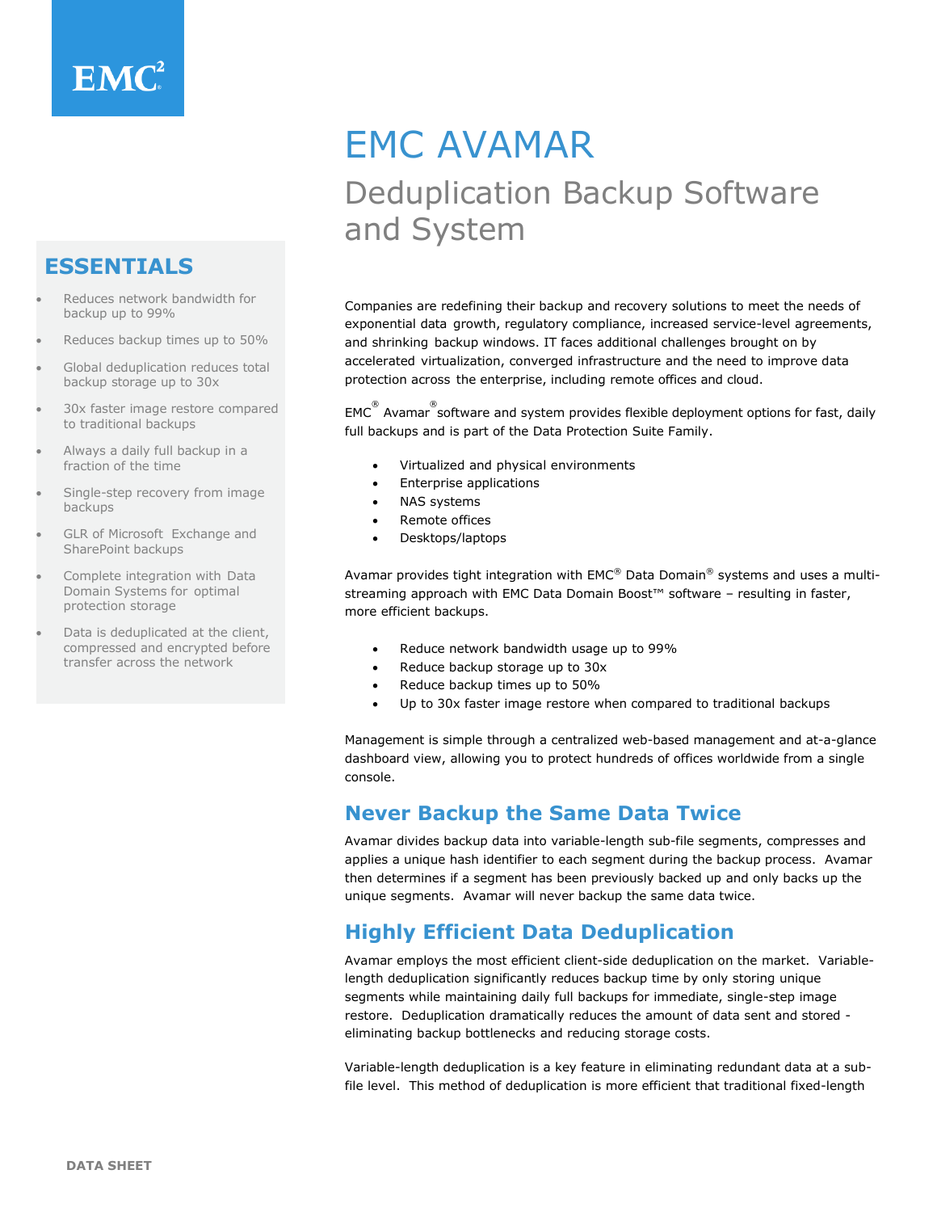EMC²

# EMC AVAMAR

## Deduplication Backup Software and System

### ESSENTIALS

- Reduces network bandwidth for backup up to 99%
- Reduces backup times up to 50%
- Global deduplication reduces total backup storage up to 30x
- 30x faster image restore compared to traditional backups
- Always a daily full backup in a fraction of the time
- Single-step recovery from image backups
- GLR of Microsoft Exchange and SharePoint backups
- Complete integration with Data Domain Systems for optimal protection storage
- Data is deduplicated at the client, compressed and encrypted before transfer across the network

Companies are redefining their backup and recovery solutions to meet the needs of exponential data growth, regulatory compliance, increased service-level agreements, and shrinking backup windows. IT faces additional challenges brought on by accelerated virtualization, converged infrastructure and the need to improve data protection across the enterprise, including remote offices and cloud.

EMC® Avamar® software and system provides flexible deployment options for fast, daily full backups and is part of the Data Protection Suite Family.

- Virtualized and physical environments
- Enterprise applications
- NAS systems
- Remote offices
- Desktops/laptops

Avamar provides tight integration with EMC® Data Domain® systems and uses a multi-streaming approach with EMC Data Domain Boost™ software – resulting in faster, more efficient backups.

- Reduce network bandwidth usage up to 99%
- Reduce backup storage up to 30x
- Reduce backup times up to 50%
- Up to 30x faster image restore when compared to traditional backups

Management is simple through a centralized web-based management and at-a-glance dashboard view, allowing you to protect hundreds of offices worldwide from a single console.

## Never Backup the Same Data Twice

Avamar divides backup data into variable-length sub-file segments, compresses and applies a unique hash identifier to each segment during the backup process. Avamar then determines if a segment has been previously backed up and only backs up the unique segments. Avamar will never backup the same data twice.

## Highly Efficient Data Deduplication

Avamar employs the most efficient client-side deduplication on the market. Variable-length deduplication significantly reduces backup time by only storing unique segments while maintaining daily full backups for immediate, single-step image restore. Deduplication dramatically reduces the amount of data sent and stored - eliminating backup bottlenecks and reducing storage costs.

Variable-length deduplication is a key feature in eliminating redundant data at a sub-file level. This method of deduplication is more efficient that traditional fixed-length

DATA SHEET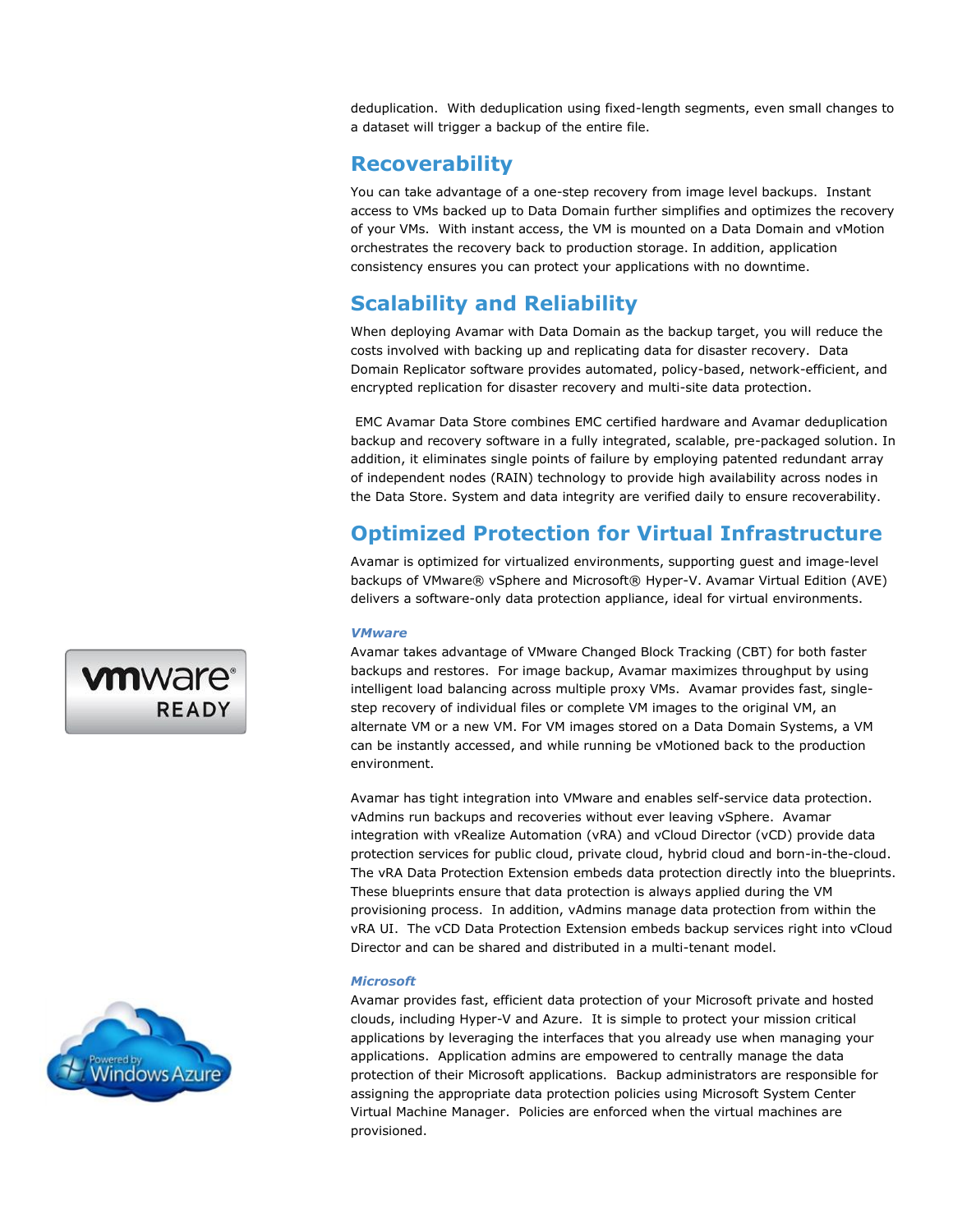deduplication. With deduplication using fixed-length segments, even small changes to a dataset will trigger a backup of the entire file.

## Recoverability

You can take advantage of a one-step recovery from image level backups. Instant access to VMs backed up to Data Domain further simplifies and optimizes the recovery of your VMs. With instant access, the VM is mounted on a Data Domain and vMotion orchestrates the recovery back to production storage. In addition, application consistency ensures you can protect your applications with no downtime.

## Scalability and Reliability

When deploying Avamar with Data Domain as the backup target, you will reduce the costs involved with backing up and replicating data for disaster recovery. Data Domain Replicator software provides automated, policy-based, network-efficient, and encrypted replication for disaster recovery and multi-site data protection.

EMC Avamar Data Store combines EMC certified hardware and Avamar deduplication backup and recovery software in a fully integrated, scalable, pre-packaged solution. In addition, it eliminates single points of failure by employing patented redundant array of independent nodes (RAIN) technology to provide high availability across nodes in the Data Store. System and data integrity are verified daily to ensure recoverability.

## Optimized Protection for Virtual Infrastructure

Avamar is optimized for virtualized environments, supporting guest and image-level backups of VMware® vSphere and Microsoft® Hyper-V. Avamar Virtual Edition (AVE) delivers a software-only data protection appliance, ideal for virtual environments.

### *VMware*

Avamar takes advantage of VMware Changed Block Tracking (CBT) for both faster backups and restores. For image backup, Avamar maximizes throughput by using intelligent load balancing across multiple proxy VMs. Avamar provides fast, single-step recovery of individual files or complete VM images to the original VM, an alternate VM or a new VM. For VM images stored on a Data Domain Systems, a VM can be instantly accessed, and while running be vMotioned back to the production environment.

Avamar has tight integration into VMware and enables self-service data protection. vAdmins run backups and recoveries without ever leaving vSphere. Avamar integration with vRealize Automation (vRA) and vCloud Director (vCD) provide data protection services for public cloud, private cloud, hybrid cloud and born-in-the-cloud. The vRA Data Protection Extension embeds data protection directly into the blueprints. These blueprints ensure that data protection is always applied during the VM provisioning process. In addition, vAdmins manage data protection from within the vRA UI. The vCD Data Protection Extension embeds backup services right into vCloud Director and can be shared and distributed in a multi-tenant model.

### *Microsoft*

Avamar provides fast, efficient data protection of your Microsoft private and hosted clouds, including Hyper-V and Azure. It is simple to protect your mission critical applications by leveraging the interfaces that you already use when managing your applications. Application admins are empowered to centrally manage the data protection of their Microsoft applications. Backup administrators are responsible for assigning the appropriate data protection policies using Microsoft System Center Virtual Machine Manager. Policies are enforced when the virtual machines are provisioned.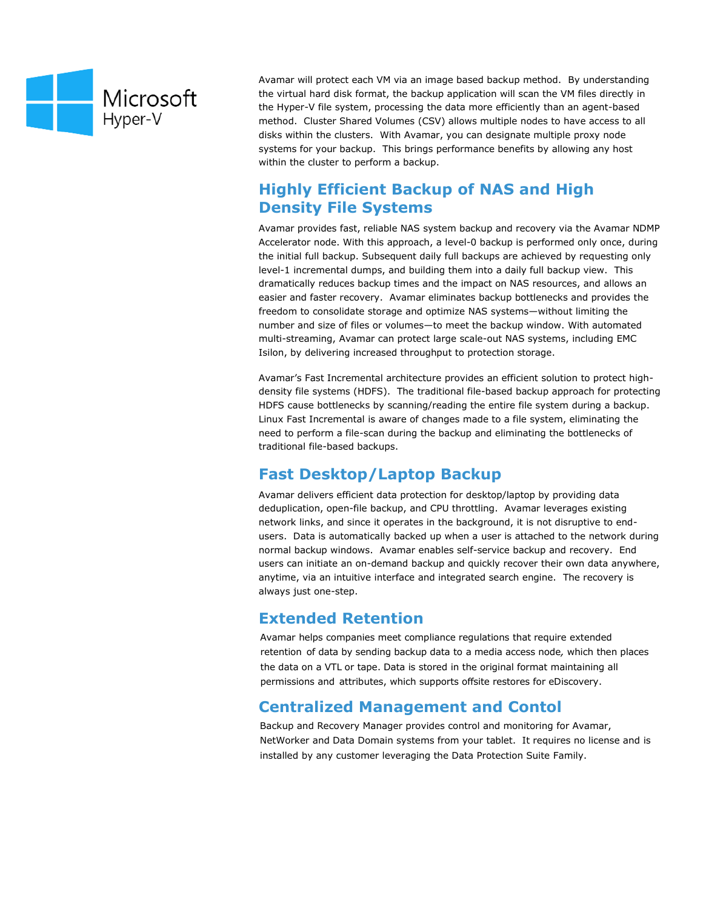Microsoft Hyper-V

Avamar will protect each VM via an image based backup method. By understanding the virtual hard disk format, the backup application will scan the VM files directly in the Hyper-V file system, processing the data more efficiently than an agent-based method. Cluster Shared Volumes (CSV) allows multiple nodes to have access to all disks within the clusters. With Avamar, you can designate multiple proxy node systems for your backup. This brings performance benefits by allowing any host within the cluster to perform a backup.

## Highly Efficient Backup of NAS and High Density File Systems

Avamar provides fast, reliable NAS system backup and recovery via the Avamar NDMP Accelerator node. With this approach, a level-0 backup is performed only once, during the initial full backup. Subsequent daily full backups are achieved by requesting only level-1 incremental dumps, and building them into a daily full backup view. This dramatically reduces backup times and the impact on NAS resources, and allows an easier and faster recovery. Avamar eliminates backup bottlenecks and provides the freedom to consolidate storage and optimize NAS systems—without limiting the number and size of files or volumes—to meet the backup window. With automated multi-streaming, Avamar can protect large scale-out NAS systems, including EMC Isilon, by delivering increased throughput to protection storage.

Avamar's Fast Incremental architecture provides an efficient solution to protect high-density file systems (HDFS). The traditional file-based backup approach for protecting HDFS cause bottlenecks by scanning/reading the entire file system during a backup. Linux Fast Incremental is aware of changes made to a file system, eliminating the need to perform a file-scan during the backup and eliminating the bottlenecks of traditional file-based backups.

## Fast Desktop/Laptop Backup

Avamar delivers efficient data protection for desktop/laptop by providing data deduplication, open-file backup, and CPU throttling. Avamar leverages existing network links, and since it operates in the background, it is not disruptive to end-users. Data is automatically backed up when a user is attached to the network during normal backup windows. Avamar enables self-service backup and recovery. End users can initiate an on-demand backup and quickly recover their own data anywhere, anytime, via an intuitive interface and integrated search engine. The recovery is always just one-step.

## Extended Retention

Avamar helps companies meet compliance regulations that require extended retention of data by sending backup data to a media access node, which then places the data on a VTL or tape. Data is stored in the original format maintaining all permissions and attributes, which supports offsite restores for eDiscovery.

## Centralized Management and Contol

Backup and Recovery Manager provides control and monitoring for Avamar, NetWorker and Data Domain systems from your tablet. It requires no license and is installed by any customer leveraging the Data Protection Suite Family.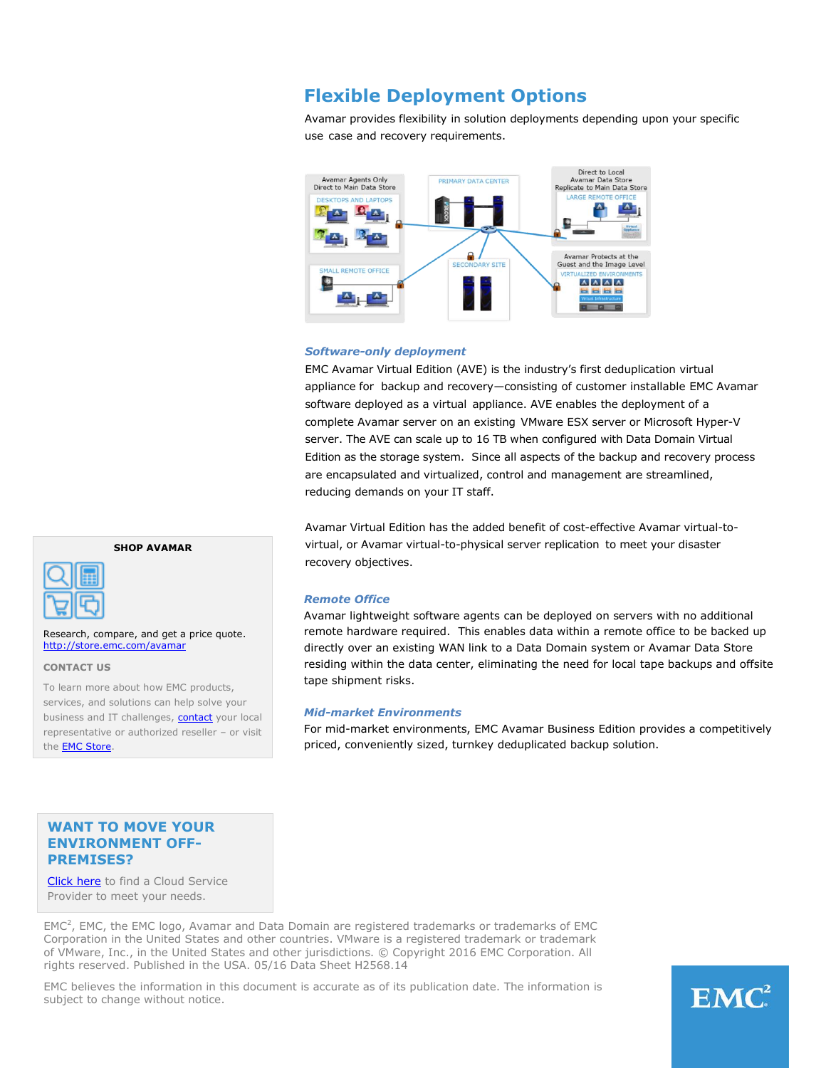## Flexible Deployment Options

Avamar provides flexibility in solution deployments depending upon your specific use case and recovery requirements.

Avamar Agents Only
Direct to Main Data Store
DESKTOPS AND LAPTOPS
PRIMARY DATA CENTER
Direct to Local
Avamar Data Store
Replicate to Main Data Store
LARGE REMOTE OFFICE
SMALL REMOTE OFFICE
SECONDARY SITE
Avamar Protects at the
Guest and the Image Level
VIRTUALIZED ENVIRONMENTS

### *Software-only deployment*

EMC Avamar Virtual Edition (AVE) is the industry's first deduplication virtual appliance for backup and recovery—consisting of customer installable EMC Avamar software deployed as a virtual appliance. AVE enables the deployment of a complete Avamar server on an existing VMware ESX server or Microsoft Hyper-V server. The AVE can scale up to 16 TB when configured with Data Domain Virtual Edition as the storage system. Since all aspects of the backup and recovery process are encapsulated and virtualized, control and management are streamlined, reducing demands on your IT staff.

Avamar Virtual Edition has the added benefit of cost-effective Avamar virtual-to-virtual, or Avamar virtual-to-physical server replication to meet your disaster recovery objectives.

### *Remote Office*

Avamar lightweight software agents can be deployed on servers with no additional remote hardware required. This enables data within a remote office to be backed up directly over an existing WAN link to a Data Domain system or Avamar Data Store residing within the data center, eliminating the need for local tape backups and offsite tape shipment risks.

### *Mid-market Environments*

For mid-market environments, EMC Avamar Business Edition provides a competitively priced, conveniently sized, turnkey deduplicated backup solution.

**SHOP AVAMAR**

Research, compare, and get a price quote.
http://store.emc.com/avamar

**CONTACT US**

To learn more about how EMC products, services, and solutions can help solve your business and IT challenges, contact your local representative or authorized reseller – or visit the EMC Store.

**WANT TO MOVE YOUR ENVIRONMENT OFF-PREMISES?**

Click here to find a Cloud Service Provider to meet your needs.

EMC[2], EMC, the EMC logo, Avamar and Data Domain are registered trademarks or trademarks of EMC Corporation in the United States and other countries. VMware is a registered trademark or trademark of VMware, Inc., in the United States and other jurisdictions. © Copyright 2016 EMC Corporation. All rights reserved. Published in the USA. 05/16 Data Sheet H2568.14

EMC believes the information in this document is accurate as of its publication date. The information is subject to change without notice.

EMC[2]